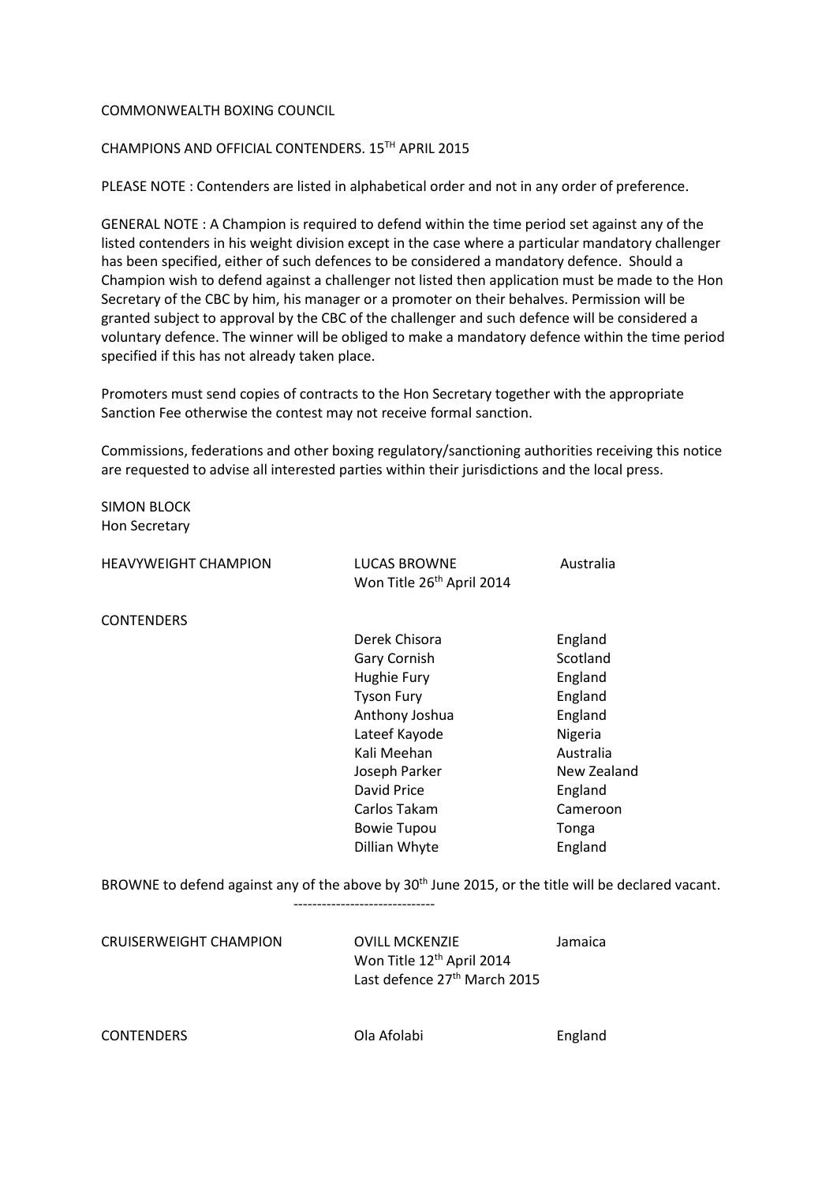COMMONWEALTH BOXING COUNCIL

CHAMPIONS AND OFFICIAL CONTENDERS. 15TH APRIL 2015

PLEASE NOTE : Contenders are listed in alphabetical order and not in any order of preference.

GENERAL NOTE : A Champion is required to defend within the time period set against any of the listed contenders in his weight division except in the case where a particular mandatory challenger has been specified, either of such defences to be considered a mandatory defence. Should a Champion wish to defend against a challenger not listed then application must be made to the Hon Secretary of the CBC by him, his manager or a promoter on their behalves. Permission will be granted subject to approval by the CBC of the challenger and such defence will be considered a voluntary defence. The winner will be obliged to make a mandatory defence within the time period specified if this has not already taken place.

Promoters must send copies of contracts to the Hon Secretary together with the appropriate Sanction Fee otherwise the contest may not receive formal sanction.

Commissions, federations and other boxing regulatory/sanctioning authorities receiving this notice are requested to advise all interested parties within their jurisdictions and the local press.

SIMON BLOCK
Hon Secretary

| HEAVYWEIGHT CHAMPION | LUCAS BROWNE<br>Won Title 26th April 2014 | Australia |
|---|---|---|
| CONTENDERS | | |
| | Derek Chisora | England |
| | Gary Cornish | Scotland |
| | Hughie Fury | England |
| | Tyson Fury | England |
| | Anthony Joshua | England |
| | Lateef Kayode | Nigeria |
| | Kali Meehan | Australia |
| | Joseph Parker | New Zealand |
| | David Price | England |
| | Carlos Takam | Cameroon |
| | Bowie Tupou | Tonga |
| | Dillian Whyte | England |

BROWNE to defend against any of the above by 30th June 2015, or the title will be declared vacant.

------------------------------

| CRUISERWEIGHT CHAMPION | OVILL MCKENZIE<br>Won Title 12th April 2014<br>Last defence 27th March 2015 | Jamaica |
|---|---|---|
| CONTENDERS | Ola Afolabi | England |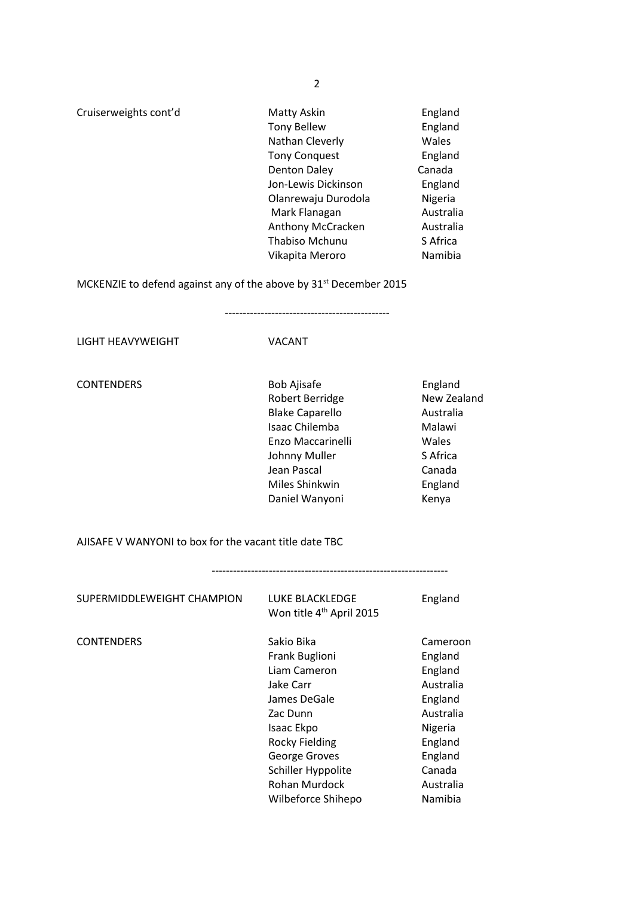| | | |
|---|---|---|
| Cruiserweights cont'd | Matty Askin | England |
| | Tony Bellew | England |
| | Nathan Cleverly | Wales |
| | Tony Conquest | England |
| | Denton Daley | Canada |
| | Jon-Lewis Dickinson | England |
| | Olanrewaju Durodola | Nigeria |
| | Mark Flanagan | Australia |
| | Anthony McCracken | Australia |
| | Thabiso Mchunu | S Africa |
| | Vikapita Meroro | Namibia |

MCKENZIE to defend against any of the above by 31st December 2015

---

| | | |
|---|---|---|
| LIGHT HEAVYWEIGHT | VACANT | |
| | | |
| CONTENDERS | Bob Ajisafe | England |
| | Robert Berridge | New Zealand |
| | Blake Caparello | Australia |
| | Isaac Chilemba | Malawi |
| | Enzo Maccarinelli | Wales |
| | Johnny Muller | S Africa |
| | Jean Pascal | Canada |
| | Miles Shinkwin | England |
| | Daniel Wanyoni | Kenya |

AJISAFE V WANYONI to box for the vacant title date TBC

---

| | | |
|---|---|---|
| SUPERMIDDLEWEIGHT CHAMPION | LUKE BLACKLEDGE<br>Won title 4th April 2015 | England |
| | | |
| CONTENDERS | Sakio Bika | Cameroon |
| | Frank Buglioni | England |
| | Liam Cameron | England |
| | Jake Carr | Australia |
| | James DeGale | England |
| | Zac Dunn | Australia |
| | Isaac Ekpo | Nigeria |
| | Rocky Fielding | England |
| | George Groves | England |
| | Schiller Hyppolite | Canada |
| | Rohan Murdock | Australia |
| | Wilbeforce Shihepo | Namibia |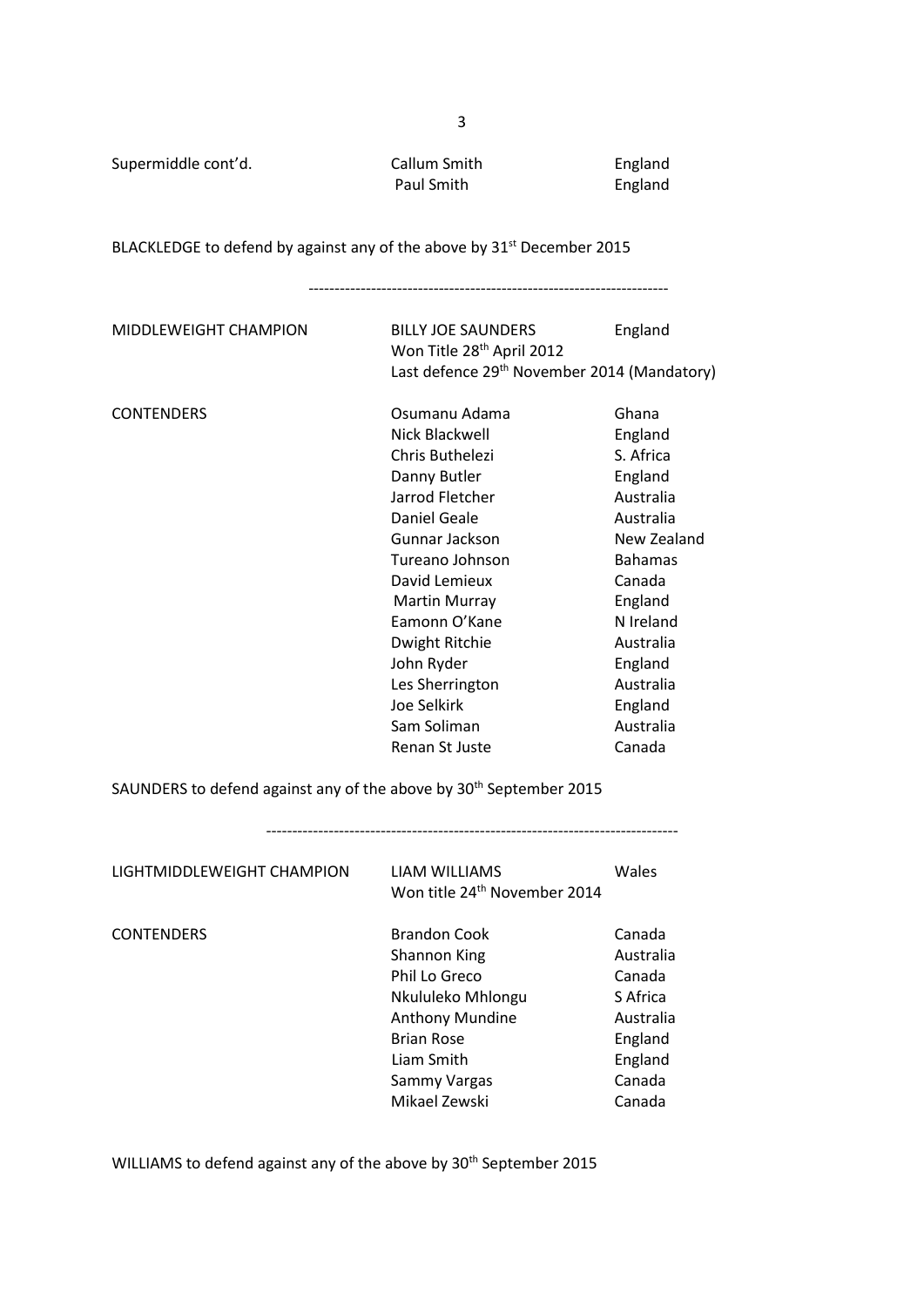| Supermiddle cont'd. | Callum Smith | England |
|---|---|---|
| | Paul Smith | England |

BLACKLEDGE to defend by against any of the above by 31st December 2015

---

| MIDDLEWEIGHT CHAMPION | BILLY JOE SAUNDERS | England |
|---|---|---|
| | Won Title 28th April 2012 | |
| | Last defence 29th November 2014 (Mandatory) | |
| CONTENDERS | Osumanu Adama | Ghana |
| | Nick Blackwell | England |
| | Chris Buthelezi | S. Africa |
| | Danny Butler | England |
| | Jarrod Fletcher | Australia |
| | Daniel Geale | Australia |
| | Gunnar Jackson | New Zealand |
| | Tureano Johnson | Bahamas |
| | David Lemieux | Canada |
| | Martin Murray | England |
| | Eamonn O'Kane | N Ireland |
| | Dwight Ritchie | Australia |
| | John Ryder | England |
| | Les Sherrington | Australia |
| | Joe Selkirk | England |
| | Sam Soliman | Australia |
| | Renan St Juste | Canada |

SAUNDERS to defend against any of the above by 30th September 2015

---

| LIGHTMIDDLEWEIGHT CHAMPION | LIAM WILLIAMS | Wales |
|---|---|---|
| | Won title 24th November 2014 | |
| CONTENDERS | Brandon Cook | Canada |
| | Shannon King | Australia |
| | Phil Lo Greco | Canada |
| | Nkululeko Mhlongu | S Africa |
| | Anthony Mundine | Australia |
| | Brian Rose | England |
| | Liam Smith | England |
| | Sammy Vargas | Canada |
| | Mikael Zewski | Canada |

WILLIAMS to defend against any of the above by 30th September 2015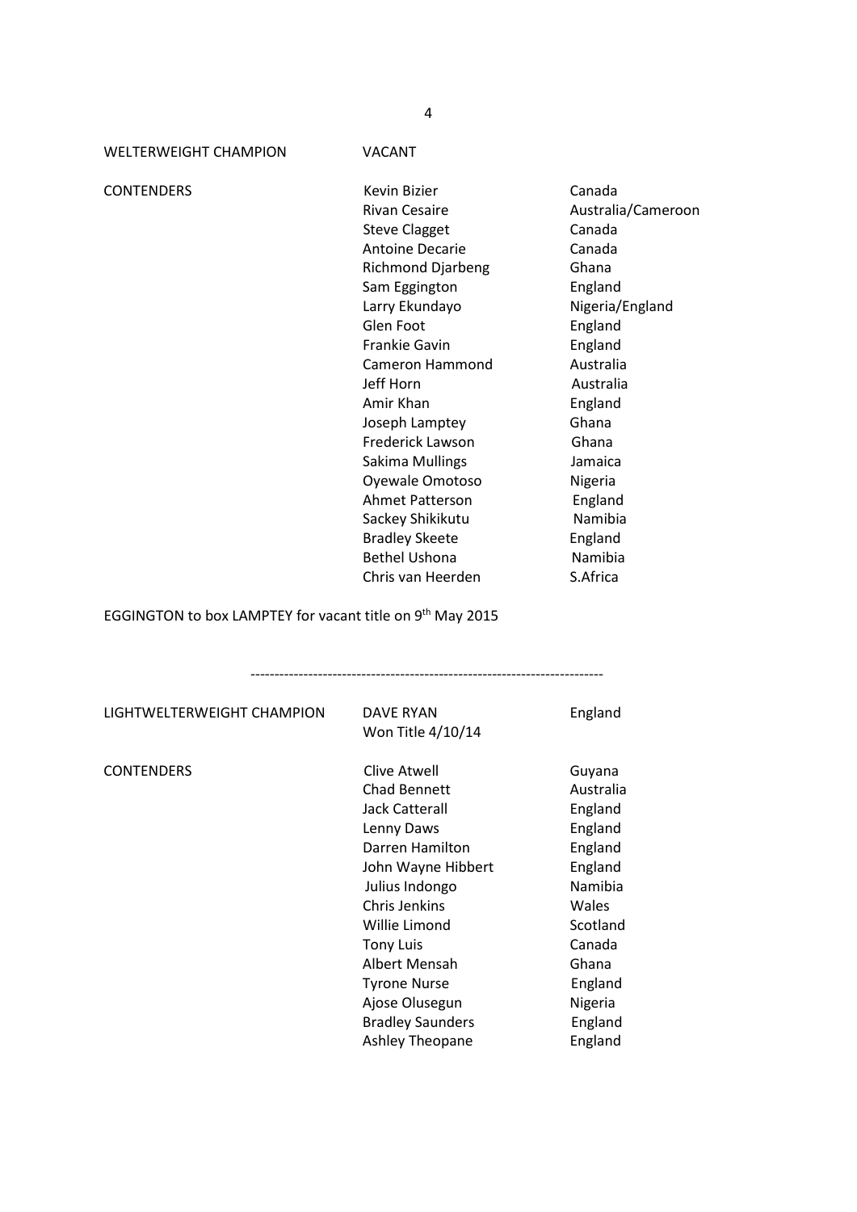| WELTERWEIGHT CHAMPION | VACANT | |
|---|---|---|
| CONTENDERS | Kevin Bizier | Canada |
| | Rivan Cesaire | Australia/Cameroon |
| | Steve Clagget | Canada |
| | Antoine Decarie | Canada |
| | Richmond Djarbeng | Ghana |
| | Sam Eggington | England |
| | Larry Ekundayo | Nigeria/England |
| | Glen Foot | England |
| | Frankie Gavin | England |
| | Cameron Hammond | Australia |
| | Jeff Horn | Australia |
| | Amir Khan | England |
| | Joseph Lamptey | Ghana |
| | Frederick Lawson | Ghana |
| | Sakima Mullings | Jamaica |
| | Oyewale Omotoso | Nigeria |
| | Ahmet Patterson | England |
| | Sackey Shikikutu | Namibia |
| | Bradley Skeete | England |
| | Bethel Ushona | Namibia |
| | Chris van Heerden | S.Africa |

EGGINGTON to box LAMPTEY for vacant title on 9th May 2015

---

| LIGHTWELTERWEIGHT CHAMPION | DAVE RYAN<br>Won Title 4/10/14 | England |
|---|---|---|
| CONTENDERS | Clive Atwell | Guyana |
| | Chad Bennett | Australia |
| | Jack Catterall | England |
| | Lenny Daws | England |
| | Darren Hamilton | England |
| | John Wayne Hibbert | England |
| | Julius Indongo | Namibia |
| | Chris Jenkins | Wales |
| | Willie Limond | Scotland |
| | Tony Luis | Canada |
| | Albert Mensah | Ghana |
| | Tyrone Nurse | England |
| | Ajose Olusegun | Nigeria |
| | Bradley Saunders | England |
| | Ashley Theopane | England |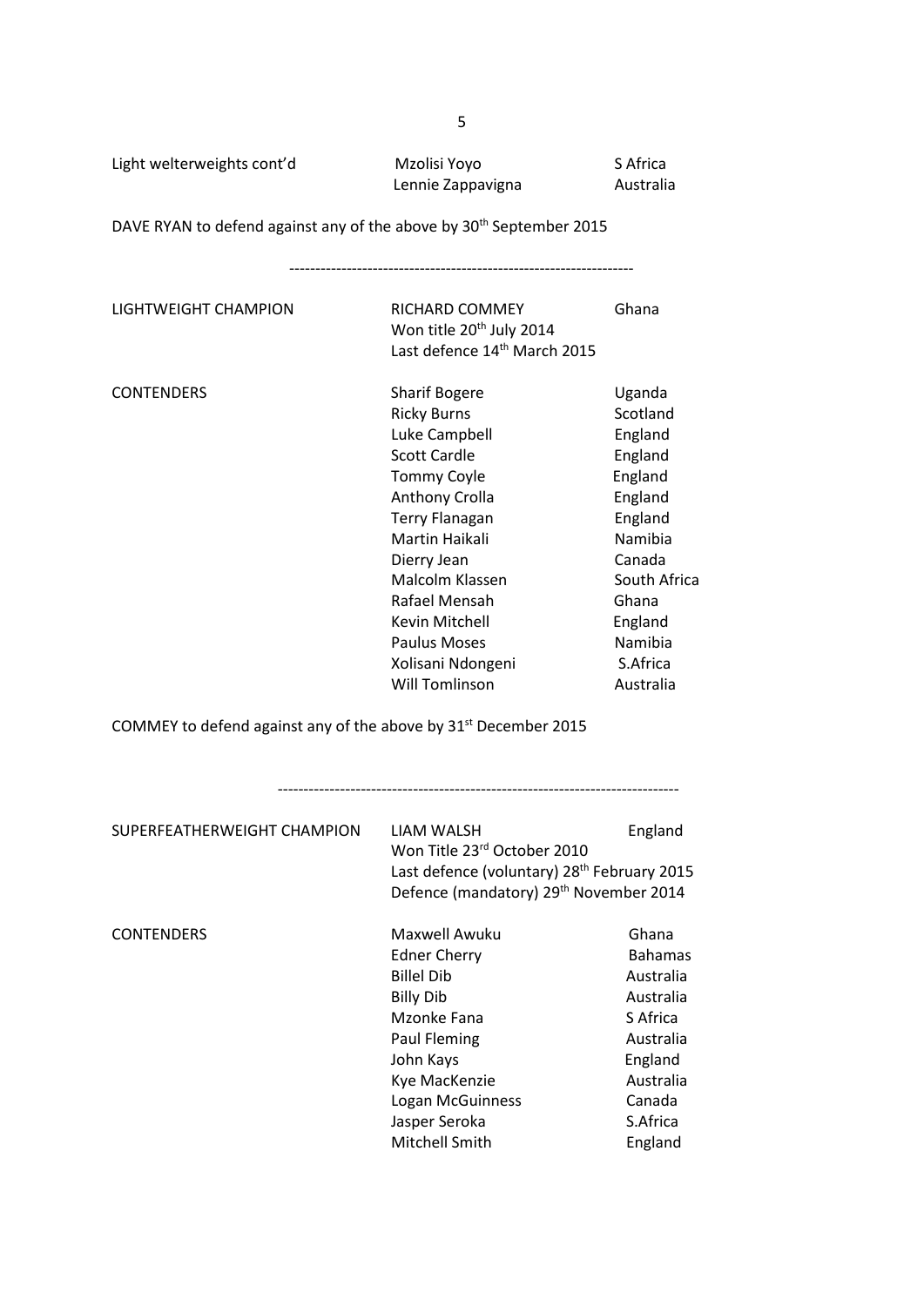| | | |
|---|---|---|
| Light welterweights cont'd | Mzolisi Yoyo | S Africa |
| | Lennie Zappavigna | Australia |

DAVE RYAN to defend against any of the above by 30th September 2015

---

| | | |
|---|---|---|
| LIGHTWEIGHT CHAMPION | RICHARD COMMEY | Ghana |
| | Won title 20th July 2014 | |
| | Last defence 14th March 2015 | |
| CONTENDERS | Sharif Bogere | Uganda |
| | Ricky Burns | Scotland |
| | Luke Campbell | England |
| | Scott Cardle | England |
| | Tommy Coyle | England |
| | Anthony Crolla | England |
| | Terry Flanagan | England |
| | Martin Haikali | Namibia |
| | Dierry Jean | Canada |
| | Malcolm Klassen | South Africa |
| | Rafael Mensah | Ghana |
| | Kevin Mitchell | England |
| | Paulus Moses | Namibia |
| | Xolisani Ndongeni | S.Africa |
| | Will Tomlinson | Australia |

COMMEY to defend against any of the above by 31st December 2015

---

| | | |
|---|---|---|
| SUPERFEATHERWEIGHT CHAMPION | LIAM WALSH | England |
| | Won Title 23rd October 2010 | |
| | Last defence (voluntary) 28th February 2015 | |
| | Defence (mandatory) 29th November 2014 | |
| CONTENDERS | Maxwell Awuku | Ghana |
| | Edner Cherry | Bahamas |
| | Billel Dib | Australia |
| | Billy Dib | Australia |
| | Mzonke Fana | S Africa |
| | Paul Fleming | Australia |
| | John Kays | England |
| | Kye MacKenzie | Australia |
| | Logan McGuinness | Canada |
| | Jasper Seroka | S.Africa |
| | Mitchell Smith | England |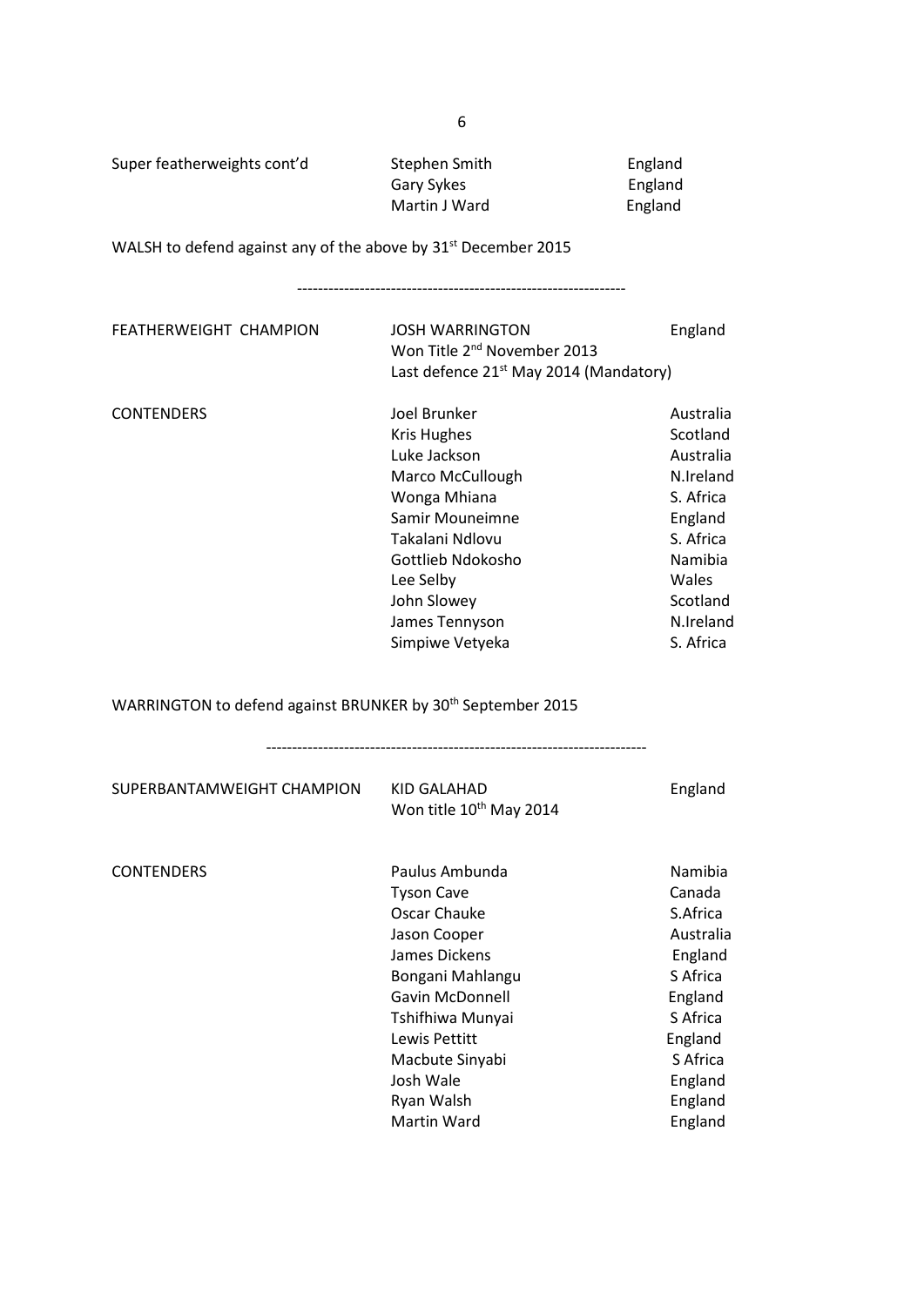| | | |
|---|---|---|
| Super featherweights cont'd | Stephen Smith | England |
| | Gary Sykes | England |
| | Martin J Ward | England |

WALSH to defend against any of the above by 31st December 2015

---

| | | |
|---|---|---|
| FEATHERWEIGHT CHAMPION | JOSH WARRINGTON | England |
| | Won Title 2nd November 2013 | |
| | Last defence 21st May 2014 (Mandatory) | |
| CONTENDERS | Joel Brunker | Australia |
| | Kris Hughes | Scotland |
| | Luke Jackson | Australia |
| | Marco McCullough | N.Ireland |
| | Wonga Mhiana | S. Africa |
| | Samir Mouneimne | England |
| | Takalani Ndlovu | S. Africa |
| | Gottlieb Ndokosho | Namibia |
| | Lee Selby | Wales |
| | John Slowey | Scotland |
| | James Tennyson | N.Ireland |
| | Simpiwe Vetyeka | S. Africa |

WARRINGTON to defend against BRUNKER by 30th September 2015

---

| | | |
|---|---|---|
| SUPERBANTAMWEIGHT CHAMPION | KID GALAHAD | England |
| | Won title 10th May 2014 | |
| CONTENDERS | Paulus Ambunda | Namibia |
| | Tyson Cave | Canada |
| | Oscar Chauke | S.Africa |
| | Jason Cooper | Australia |
| | James Dickens | England |
| | Bongani Mahlangu | S Africa |
| | Gavin McDonnell | England |
| | Tshifhiwa Munyai | S Africa |
| | Lewis Pettitt | England |
| | Macbute Sinyabi | S Africa |
| | Josh Wale | England |
| | Ryan Walsh | England |
| | Martin Ward | England |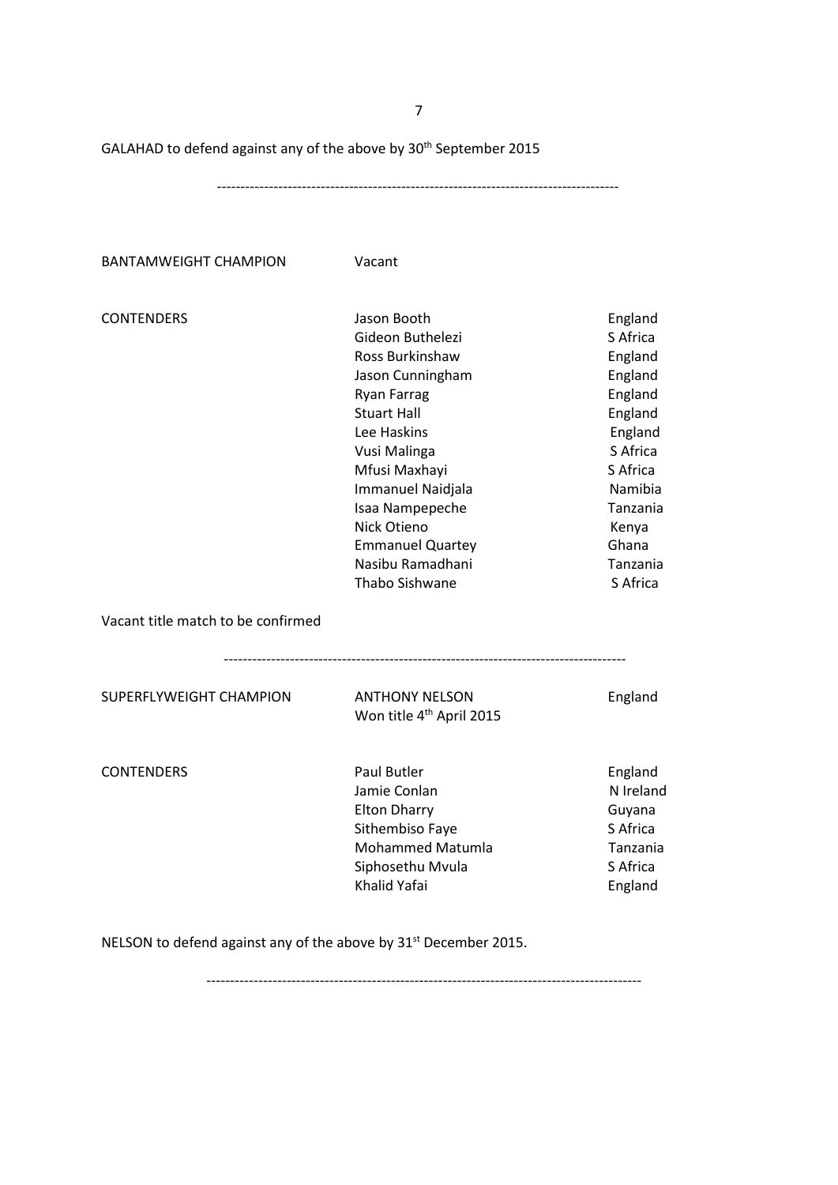GALAHAD to defend against any of the above by 30th September 2015

---

| BANTAMWEIGHT CHAMPION | Vacant | |
|---|---|---|
| CONTENDERS | Jason Booth | England |
| | Gideon Buthelezi | S Africa |
| | Ross Burkinshaw | England |
| | Jason Cunningham | England |
| | Ryan Farrag | England |
| | Stuart Hall | England |
| | Lee Haskins | England |
| | Vusi Malinga | S Africa |
| | Mfusi Maxhayi | S Africa |
| | Immanuel Naidjala | Namibia |
| | Isaa Nampepeche | Tanzania |
| | Nick Otieno | Kenya |
| | Emmanuel Quartey | Ghana |
| | Nasibu Ramadhani | Tanzania |
| | Thabo Sishwane | S Africa |

Vacant title match to be confirmed

---

| SUPERFLYWEIGHT CHAMPION | ANTHONY NELSON<br>Won title 4th April 2015 | England |
|---|---|---|
| CONTENDERS | Paul Butler | England |
| | Jamie Conlan | N Ireland |
| | Elton Dharry | Guyana |
| | Sithembiso Faye | S Africa |
| | Mohammed Matumla | Tanzania |
| | Siphosethu Mvula | S Africa |
| | Khalid Yafai | England |

NELSON to defend against any of the above by 31st December 2015.

---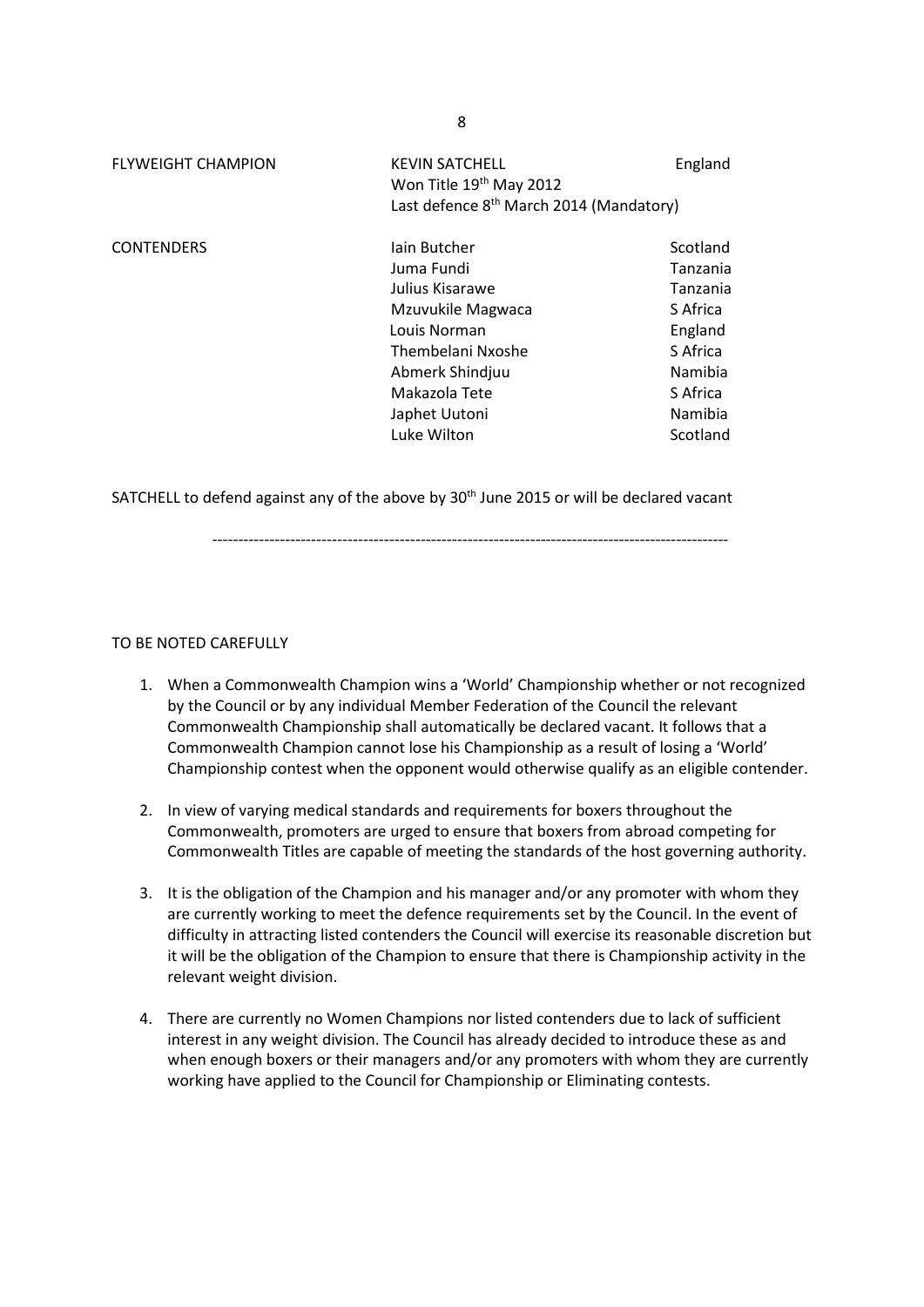| | | |
|---|---|---|
| FLYWEIGHT CHAMPION | KEVIN SATCHELL<br>Won Title 19th May 2012<br>Last defence 8th March 2014 (Mandatory) | England |
| CONTENDERS | Iain Butcher | Scotland |
| | Juma Fundi | Tanzania |
| | Julius Kisarawe | Tanzania |
| | Mzuvukile Magwaca | S Africa |
| | Louis Norman | England |
| | Thembelani Nxoshe | S Africa |
| | Abmerk Shindjuu | Namibia |
| | Makazola Tete | S Africa |
| | Japhet Uutoni | Namibia |
| | Luke Wilton | Scotland |

SATCHELL to defend against any of the above by 30th June 2015 or will be declared vacant

---

TO BE NOTED CAREFULLY

1. When a Commonwealth Champion wins a 'World' Championship whether or not recognized by the Council or by any individual Member Federation of the Council the relevant Commonwealth Championship shall automatically be declared vacant. It follows that a Commonwealth Champion cannot lose his Championship as a result of losing a 'World' Championship contest when the opponent would otherwise qualify as an eligible contender.

2. In view of varying medical standards and requirements for boxers throughout the Commonwealth, promoters are urged to ensure that boxers from abroad competing for Commonwealth Titles are capable of meeting the standards of the host governing authority.

3. It is the obligation of the Champion and his manager and/or any promoter with whom they are currently working to meet the defence requirements set by the Council. In the event of difficulty in attracting listed contenders the Council will exercise its reasonable discretion but it will be the obligation of the Champion to ensure that there is Championship activity in the relevant weight division.

4. There are currently no Women Champions nor listed contenders due to lack of sufficient interest in any weight division. The Council has already decided to introduce these as and when enough boxers or their managers and/or any promoters with whom they are currently working have applied to the Council for Championship or Eliminating contests.